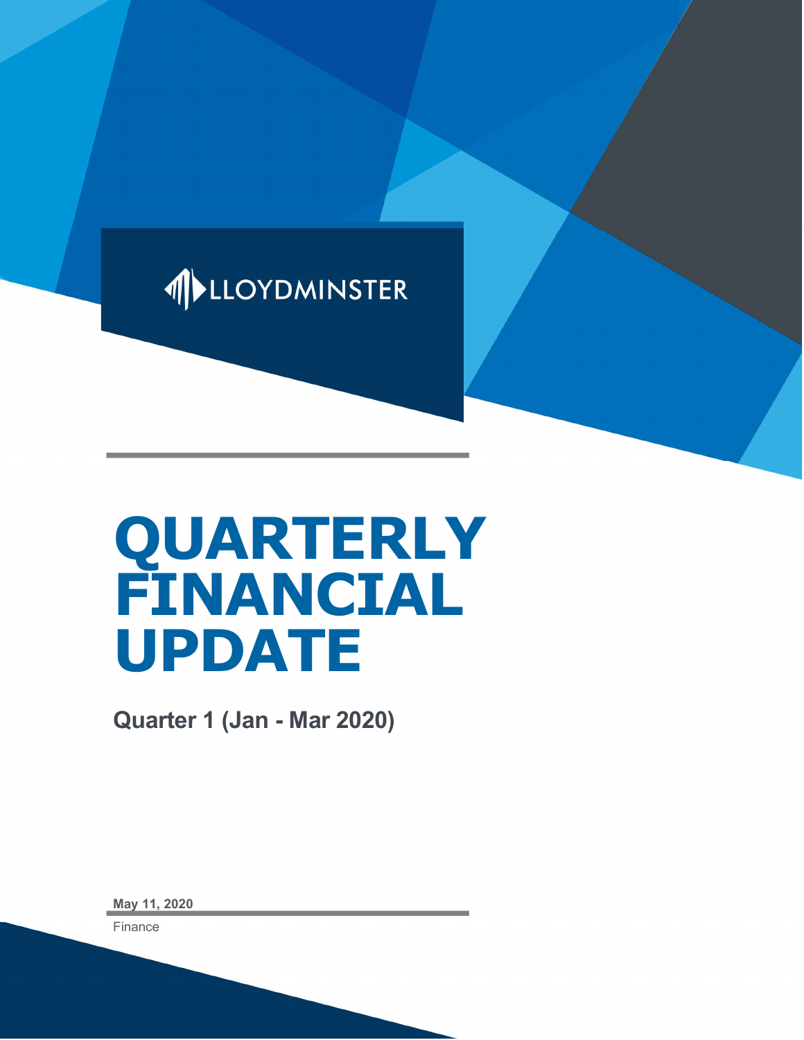LLOYDMINSTER

# QUARTERLY FINANCIAL UPDATE

**Quarter 1 (Jan - Mar 2020)**

**May 11, 2020**

Finance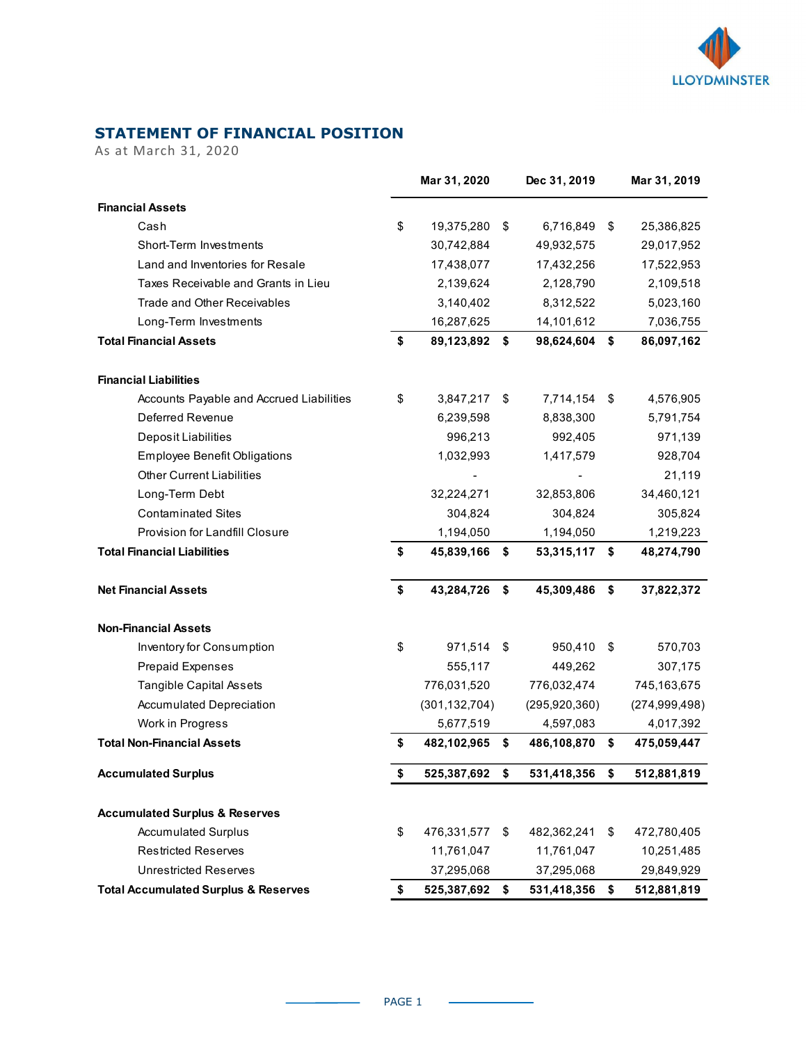## STATEMENT OF FINANCIAL POSITION

As at March 31, 2020

| | Mar 31, 2020 | Dec 31, 2019 | Mar 31, 2019 |
|---|---|---|---|
| **Financial Assets** | | | |
| Cash | $ 19,375,280 | $ 6,716,849 | $ 25,386,825 |
| Short-Term Investments | 30,742,884 | 49,932,575 | 29,017,952 |
| Land and Inventories for Resale | 17,438,077 | 17,432,256 | 17,522,953 |
| Taxes Receivable and Grants in Lieu | 2,139,624 | 2,128,790 | 2,109,518 |
| Trade and Other Receivables | 3,140,402 | 8,312,522 | 5,023,160 |
| Long-Term Investments | 16,287,625 | 14,101,612 | 7,036,755 |
| **Total Financial Assets** | **$ 89,123,892** | **$ 98,624,604** | **$ 86,097,162** |
| **Financial Liabilities** | | | |
| Accounts Payable and Accrued Liabilities | $ 3,847,217 | $ 7,714,154 | $ 4,576,905 |
| Deferred Revenue | 6,239,598 | 8,838,300 | 5,791,754 |
| Deposit Liabilities | 996,213 | 992,405 | 971,139 |
| Employee Benefit Obligations | 1,032,993 | 1,417,579 | 928,704 |
| Other Current Liabilities | - | - | 21,119 |
| Long-Term Debt | 32,224,271 | 32,853,806 | 34,460,121 |
| Contaminated Sites | 304,824 | 304,824 | 305,824 |
| Provision for Landfill Closure | 1,194,050 | 1,194,050 | 1,219,223 |
| **Total Financial Liabilities** | **$ 45,839,166** | **$ 53,315,117** | **$ 48,274,790** |
| **Net Financial Assets** | **$ 43,284,726** | **$ 45,309,486** | **$ 37,822,372** |
| **Non-Financial Assets** | | | |
| Inventory for Consumption | $ 971,514 | $ 950,410 | $ 570,703 |
| Prepaid Expenses | 555,117 | 449,262 | 307,175 |
| Tangible Capital Assets | 776,031,520 | 776,032,474 | 745,163,675 |
| Accumulated Depreciation | (301,132,704) | (295,920,360) | (274,999,498) |
| Work in Progress | 5,677,519 | 4,597,083 | 4,017,392 |
| **Total Non-Financial Assets** | **$ 482,102,965** | **$ 486,108,870** | **$ 475,059,447** |
| **Accumulated Surplus** | **$ 525,387,692** | **$ 531,418,356** | **$ 512,881,819** |
| **Accumulated Surplus & Reserves** | | | |
| Accumulated Surplus | $ 476,331,577 | $ 482,362,241 | $ 472,780,405 |
| Restricted Reserves | 11,761,047 | 11,761,047 | 10,251,485 |
| Unrestricted Reserves | 37,295,068 | 37,295,068 | 29,849,929 |
| **Total Accumulated Surplus & Reserves** | **$ 525,387,692** | **$ 531,418,356** | **$ 512,881,819** |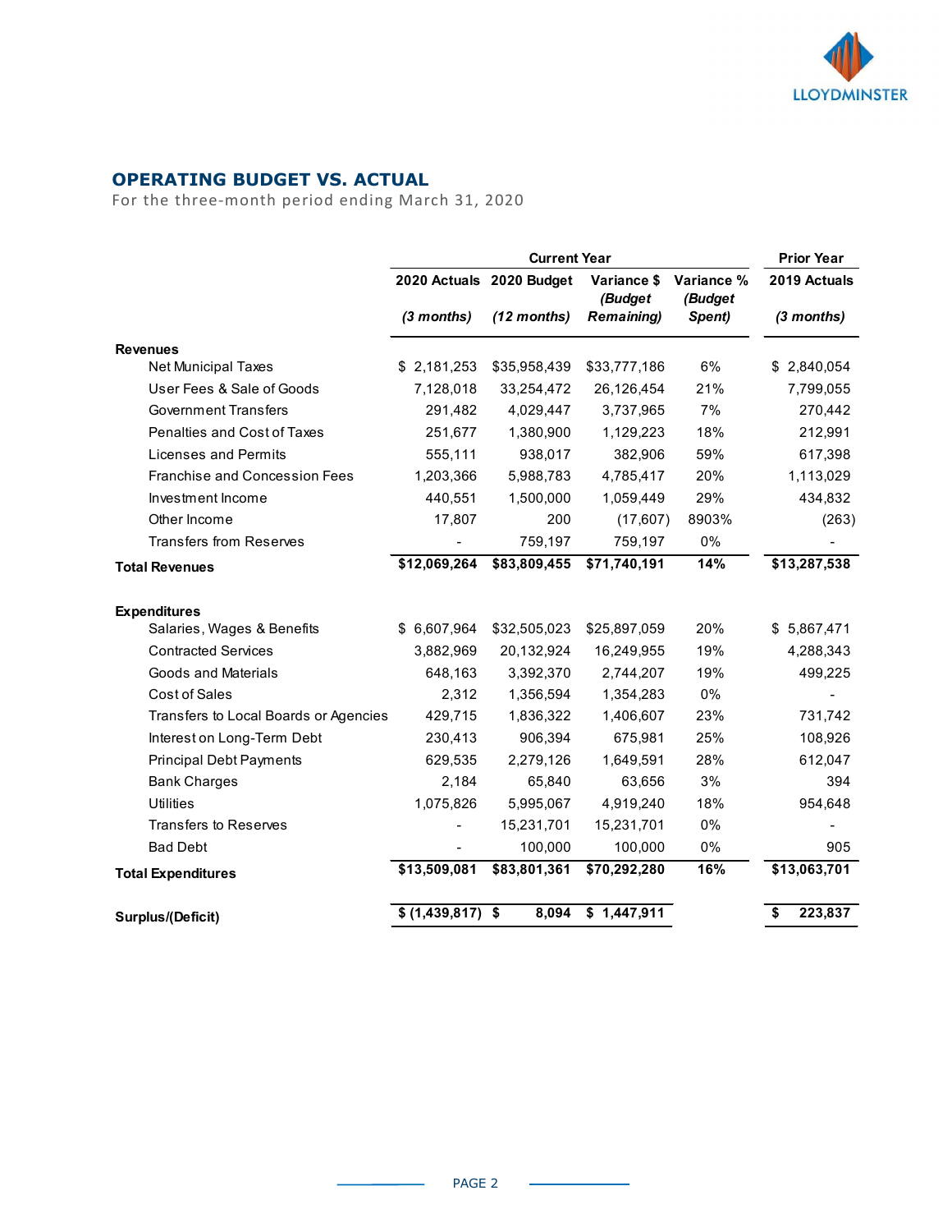## OPERATING BUDGET VS. ACTUAL

For the three-month period ending March 31, 2020

| | Current Year | | | | Prior Year |
|---|---|---|---|---|---|
| | 2020 Actuals *(3 months)* | 2020 Budget *(12 months)* | Variance $ *(Budget Remaining)* | Variance % *(Budget Spent)* | 2019 Actuals *(3 months)* |
| **Revenues** | | | | | |
| Net Municipal Taxes | $ 2,181,253 | $35,958,439 | $33,777,186 | 6% | $ 2,840,054 |
| User Fees & Sale of Goods | 7,128,018 | 33,254,472 | 26,126,454 | 21% | 7,799,055 |
| Government Transfers | 291,482 | 4,029,447 | 3,737,965 | 7% | 270,442 |
| Penalties and Cost of Taxes | 251,677 | 1,380,900 | 1,129,223 | 18% | 212,991 |
| Licenses and Permits | 555,111 | 938,017 | 382,906 | 59% | 617,398 |
| Franchise and Concession Fees | 1,203,366 | 5,988,783 | 4,785,417 | 20% | 1,113,029 |
| Investment Income | 440,551 | 1,500,000 | 1,059,449 | 29% | 434,832 |
| Other Income | 17,807 | 200 | (17,607) | 8903% | (263) |
| Transfers from Reserves | - | 759,197 | 759,197 | 0% | - |
| **Total Revenues** | **$12,069,264** | **$83,809,455** | **$71,740,191** | **14%** | **$13,287,538** |
| **Expenditures** | | | | | |
| Salaries, Wages & Benefits | $ 6,607,964 | $32,505,023 | $25,897,059 | 20% | $ 5,867,471 |
| Contracted Services | 3,882,969 | 20,132,924 | 16,249,955 | 19% | 4,288,343 |
| Goods and Materials | 648,163 | 3,392,370 | 2,744,207 | 19% | 499,225 |
| Cost of Sales | 2,312 | 1,356,594 | 1,354,283 | 0% | - |
| Transfers to Local Boards or Agencies | 429,715 | 1,836,322 | 1,406,607 | 23% | 731,742 |
| Interest on Long-Term Debt | 230,413 | 906,394 | 675,981 | 25% | 108,926 |
| Principal Debt Payments | 629,535 | 2,279,126 | 1,649,591 | 28% | 612,047 |
| Bank Charges | 2,184 | 65,840 | 63,656 | 3% | 394 |
| Utilities | 1,075,826 | 5,995,067 | 4,919,240 | 18% | 954,648 |
| Transfers to Reserves | - | 15,231,701 | 15,231,701 | 0% | - |
| Bad Debt | - | 100,000 | 100,000 | 0% | 905 |
| **Total Expenditures** | **$13,509,081** | **$83,801,361** | **$70,292,280** | **16%** | **$13,063,701** |
| **Surplus/(Deficit)** | **$ (1,439,817)** | **$ 8,094** | **$ 1,447,911** | | **$ 223,837** |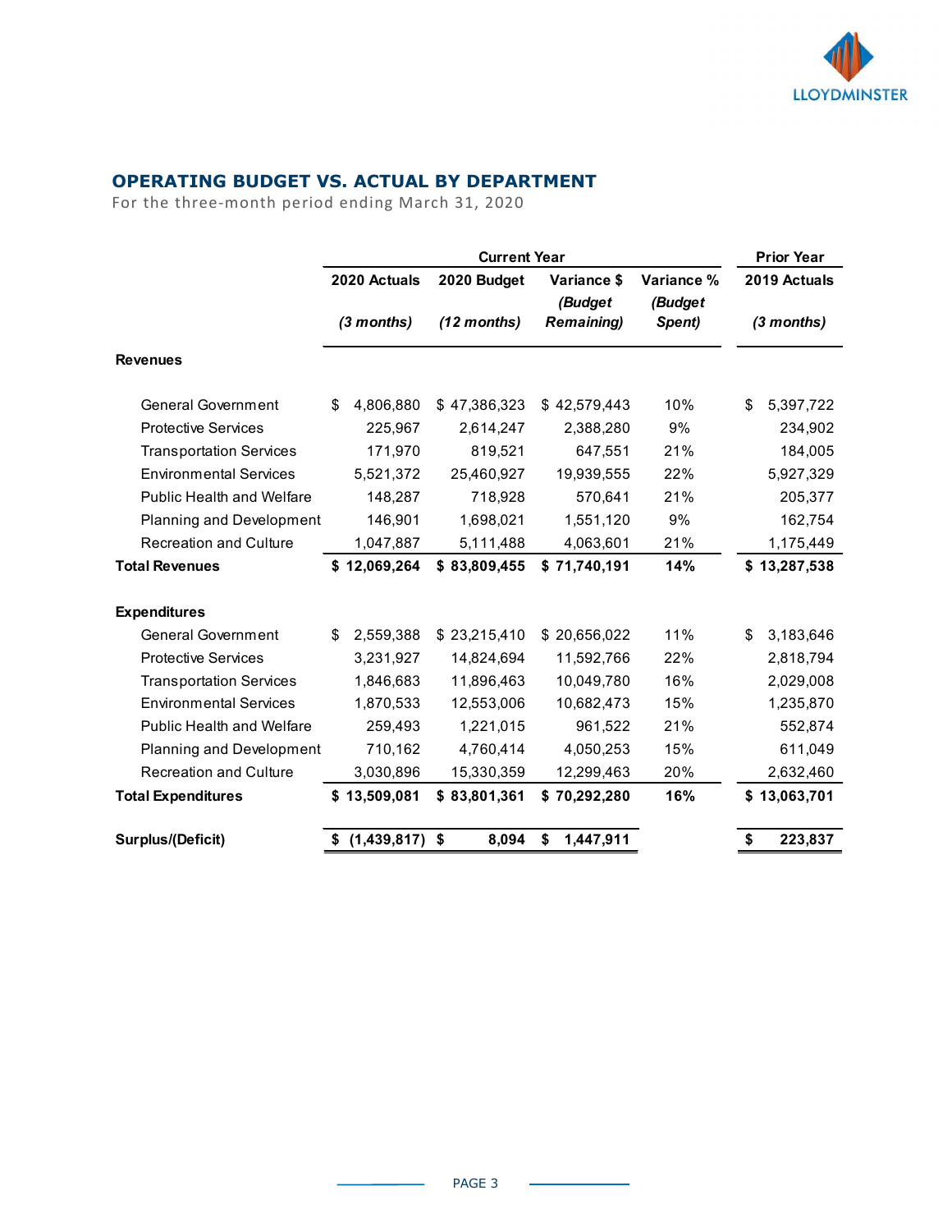## OPERATING BUDGET VS. ACTUAL BY DEPARTMENT

For the three-month period ending March 31, 2020

| | Current Year | | | | Prior Year |
|---|---|---|---|---|---|
| | 2020 Actuals *(3 months)* | 2020 Budget *(12 months)* | Variance $ *(Budget Remaining)* | Variance % *(Budget Spent)* | 2019 Actuals *(3 months)* |
| **Revenues** | | | | | |
| General Government | $ 4,806,880 | $ 47,386,323 | $ 42,579,443 | 10% | $ 5,397,722 |
| Protective Services | 225,967 | 2,614,247 | 2,388,280 | 9% | 234,902 |
| Transportation Services | 171,970 | 819,521 | 647,551 | 21% | 184,005 |
| Environmental Services | 5,521,372 | 25,460,927 | 19,939,555 | 22% | 5,927,329 |
| Public Health and Welfare | 148,287 | 718,928 | 570,641 | 21% | 205,377 |
| Planning and Development | 146,901 | 1,698,021 | 1,551,120 | 9% | 162,754 |
| Recreation and Culture | 1,047,887 | 5,111,488 | 4,063,601 | 21% | 1,175,449 |
| **Total Revenues** | **$ 12,069,264** | **$ 83,809,455** | **$ 71,740,191** | **14%** | **$ 13,287,538** |
| **Expenditures** | | | | | |
| General Government | $ 2,559,388 | $ 23,215,410 | $ 20,656,022 | 11% | $ 3,183,646 |
| Protective Services | 3,231,927 | 14,824,694 | 11,592,766 | 22% | 2,818,794 |
| Transportation Services | 1,846,683 | 11,896,463 | 10,049,780 | 16% | 2,029,008 |
| Environmental Services | 1,870,533 | 12,553,006 | 10,682,473 | 15% | 1,235,870 |
| Public Health and Welfare | 259,493 | 1,221,015 | 961,522 | 21% | 552,874 |
| Planning and Development | 710,162 | 4,760,414 | 4,050,253 | 15% | 611,049 |
| Recreation and Culture | 3,030,896 | 15,330,359 | 12,299,463 | 20% | 2,632,460 |
| **Total Expenditures** | **$ 13,509,081** | **$ 83,801,361** | **$ 70,292,280** | **16%** | **$ 13,063,701** |
| **Surplus/(Deficit)** | **$ (1,439,817)** | **$ 8,094** | **$ 1,447,911** | | **$ 223,837** |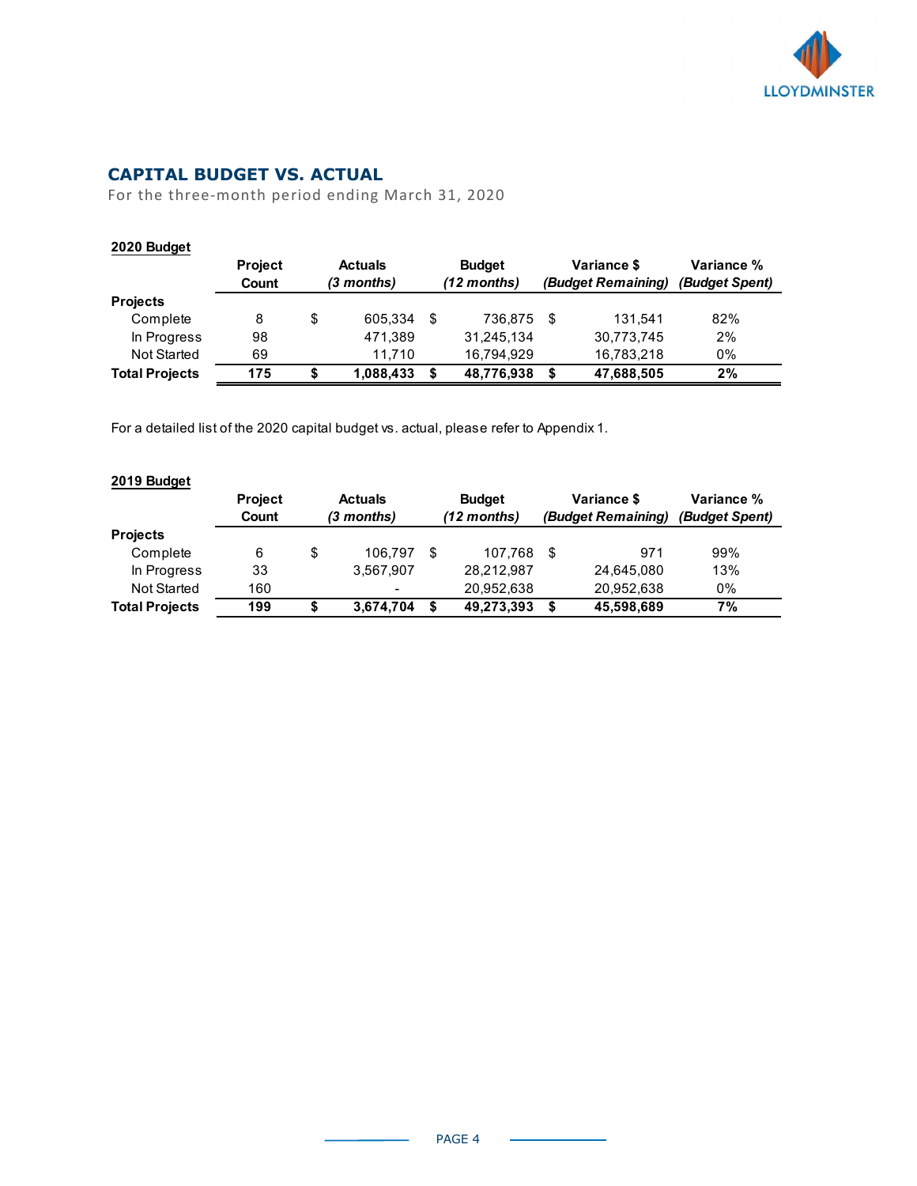## CAPITAL BUDGET VS. ACTUAL

For the three-month period ending March 31, 2020

**2020 Budget**

| | Project Count | Actuals *(3 months)* | Budget *(12 months)* | Variance $ *(Budget Remaining)* | Variance % *(Budget Spent)* |
|---|---|---|---|---|---|
| **Projects** | | | | | |
| Complete | 8 | $ 605,334 | $ 736,875 | $ 131,541 | 82% |
| In Progress | 98 | 471,389 | 31,245,134 | 30,773,745 | 2% |
| Not Started | 69 | 11,710 | 16,794,929 | 16,783,218 | 0% |
| **Total Projects** | **175** | **$ 1,088,433** | **$ 48,776,938** | **$ 47,688,505** | **2%** |

For a detailed list of the 2020 capital budget vs. actual, please refer to Appendix 1.

**2019 Budget**

| | Project Count | Actuals *(3 months)* | Budget *(12 months)* | Variance $ *(Budget Remaining)* | Variance % *(Budget Spent)* |
|---|---|---|---|---|---|
| **Projects** | | | | | |
| Complete | 6 | $ 106,797 | $ 107,768 | $ 971 | 99% |
| In Progress | 33 | 3,567,907 | 28,212,987 | 24,645,080 | 13% |
| Not Started | 160 | - | 20,952,638 | 20,952,638 | 0% |
| **Total Projects** | **199** | **$ 3,674,704** | **$ 49,273,393** | **$ 45,598,689** | **7%** |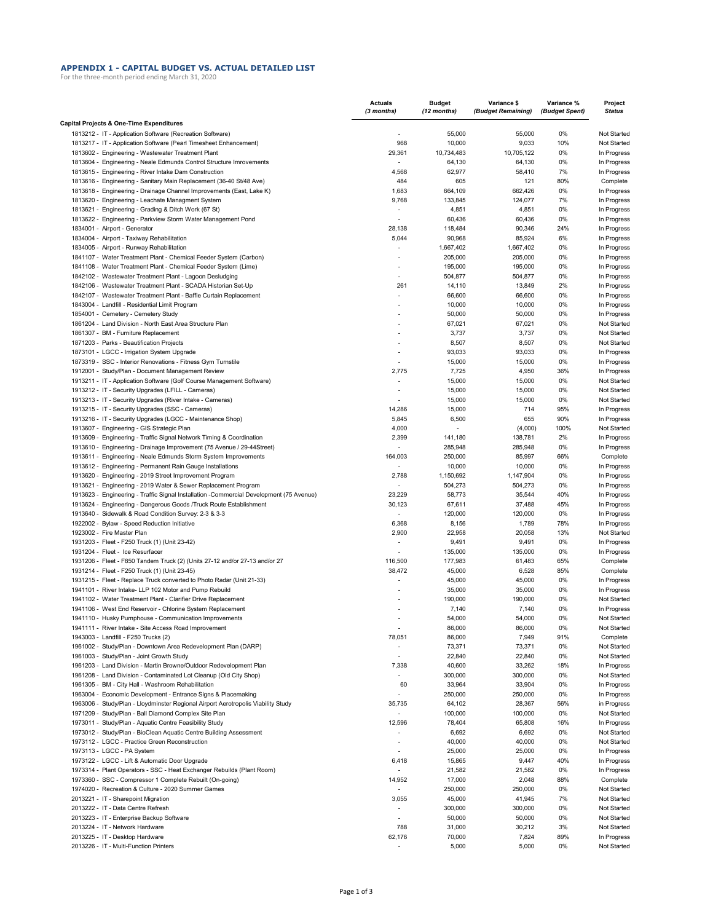## APPENDIX 1 - CAPITAL BUDGET VS. ACTUAL DETAILED LIST

For the three-month period ending March 31, 2020

| | Actuals (3 months) | Budget (12 months) | Variance $ (Budget Remaining) | Variance % (Budget Spent) | Project Status |
|---|---|---|---|---|---|
| **Capital Projects & One-Time Expenditures** | | | | | |
| 1813212 - IT - Application Software (Recreation Software) | - | 55,000 | 55,000 | 0% | Not Started |
| 1813217 - IT - Application Software (Pearl Timesheet Enhancement) | 968 | 10,000 | 9,033 | 10% | Not Started |
| 1813602 - Engineering - Wastewater Treatment Plant | 29,361 | 10,734,483 | 10,705,122 | 0% | In Progress |
| 1813604 - Engineering - Neale Edmunds Control Structure Imrovements | - | 64,130 | 64,130 | 0% | In Progress |
| 1813615 - Engineering - River Intake Dam Construction | 4,568 | 62,977 | 58,410 | 7% | In Progress |
| 1813616 - Engineering - Sanitary Main Replacement (36-40 St/48 Ave) | 484 | 605 | 121 | 80% | Complete |
| 1813618 - Engineering - Drainage Channel Improvements (East, Lake K) | 1,683 | 664,109 | 662,426 | 0% | In Progress |
| 1813620 - Engineering - Leachate Managment System | 9,768 | 133,845 | 124,077 | 7% | In Progress |
| 1813621 - Engineering - Grading & Ditch Work (67 St) | - | 4,851 | 4,851 | 0% | In Progress |
| 1813622 - Engineering - Parkview Storm Water Management Pond | - | 60,436 | 60,436 | 0% | In Progress |
| 1834001 - Airport - Generator | 28,138 | 118,484 | 90,346 | 24% | In Progress |
| 1834004 - Airport - Taxiway Rehabilitation | 5,044 | 90,968 | 85,924 | 6% | In Progress |
| 1834005 - Airport - Runway Rehabilitation | - | 1,667,402 | 1,667,402 | 0% | In Progress |
| 1841107 - Water Treatment Plant - Chemical Feeder System (Carbon) | - | 205,000 | 205,000 | 0% | In Progress |
| 1841108 - Water Treatment Plant - Chemical Feeder System (Lime) | - | 195,000 | 195,000 | 0% | In Progress |
| 1842102 - Wastewater Treatment Plant - Lagoon Desludging | - | 504,877 | 504,877 | 0% | In Progress |
| 1842106 - Wastewater Treatment Plant - SCADA Historian Set-Up | 261 | 14,110 | 13,849 | 2% | In Progress |
| 1842107 - Wastewater Treatment Plant - Baffle Curtain Replacement | - | 66,600 | 66,600 | 0% | In Progress |
| 1843004 - Landfill - Residential Limit Program | - | 10,000 | 10,000 | 0% | In Progress |
| 1854001 - Cemetery - Cemetery Study | - | 50,000 | 50,000 | 0% | In Progress |
| 1861204 - Land Division - North East Area Structure Plan | - | 67,021 | 67,021 | 0% | Not Started |
| 1861307 - BM - Furniture Replacement | - | 3,737 | 3,737 | 0% | Not Started |
| 1871203 - Parks - Beautification Projects | - | 8,507 | 8,507 | 0% | Not Started |
| 1873101 - LGCC - Irrigation System Upgrade | - | 93,033 | 93,033 | 0% | In Progress |
| 1873319 - SSC - Interior Renovations - Fitness Gym Turnstile | - | 15,000 | 15,000 | 0% | In Progress |
| 1912001 - Study/Plan - Document Management Review | 2,775 | 7,725 | 4,950 | 36% | In Progress |
| 1913211 - IT - Application Software (Golf Course Management Software) | - | 15,000 | 15,000 | 0% | Not Started |
| 1913212 - IT - Security Upgrades (LFILL - Cameras) | - | 15,000 | 15,000 | 0% | Not Started |
| 1913213 - IT - Security Upgrades (River Intake - Cameras) | - | 15,000 | 15,000 | 0% | Not Started |
| 1913215 - IT - Security Upgrades (SSC - Cameras) | 14,286 | 15,000 | 714 | 95% | In Progress |
| 1913216 - IT - Security Upgrades (LGCC - Maintenance Shop) | 5,845 | 6,500 | 655 | 90% | In Progress |
| 1913607 - Engineering - GIS Strategic Plan | 4,000 | - | (4,000) | 100% | Not Started |
| 1913609 - Engineering - Traffic Signal Network Timing & Coordination | 2,399 | 141,180 | 138,781 | 2% | In Progress |
| 1913610 - Engineering - Drainage Improvement (75 Avenue / 29-44Street) | - | 285,948 | 285,948 | 0% | In Progress |
| 1913611 - Engineering - Neale Edmunds Storm System Improvements | 164,003 | 250,000 | 85,997 | 66% | Complete |
| 1913612 - Engineering - Permanent Rain Gauge Installations | - | 10,000 | 10,000 | 0% | In Progress |
| 1913620 - Engineering - 2019 Street Improvement Program | 2,788 | 1,150,692 | 1,147,904 | 0% | In Progress |
| 1913621 - Engineering - 2019 Water & Sewer Replacement Program | - | 504,273 | 504,273 | 0% | In Progress |
| 1913623 - Engineering - Traffic Signal Installation -Commercial Development (75 Avenue) | 23,229 | 58,773 | 35,544 | 40% | In Progress |
| 1913624 - Engineering - Dangerous Goods /Truck Route Establishment | 30,123 | 67,611 | 37,488 | 45% | In Progress |
| 1913640 - Sidewalk & Road Condition Survey: 2-3 & 3-3 | - | 120,000 | 120,000 | 0% | In Progress |
| 1922002 - Bylaw - Speed Reduction Initiative | 6,368 | 8,156 | 1,789 | 78% | In Progress |
| 1923002 - Fire Master Plan | 2,900 | 22,958 | 20,058 | 13% | Not Started |
| 1931203 - Fleet - F250 Truck (1) (Unit 23-42) | - | 9,491 | 9,491 | 0% | In Progress |
| 1931204 - Fleet - Ice Resurfacer | - | 135,000 | 135,000 | 0% | In Progress |
| 1931206 - Fleet - F850 Tandem Truck (2) (Units 27-12 and/or 27-13 and/or 27 | 116,500 | 177,983 | 61,483 | 65% | Complete |
| 1931214 - Fleet - F250 Truck (1) (Unit 23-45) | 38,472 | 45,000 | 6,528 | 85% | Complete |
| 1931215 - Fleet - Replace Truck converted to Photo Radar (Unit 21-33) | - | 45,000 | 45,000 | 0% | In Progress |
| 1941101 - River Intake- LLP 102 Motor and Pump Rebuild | - | 35,000 | 35,000 | 0% | In Progress |
| 1941102 - Water Treatment Plant - Clarifier Drive Replacement | - | 190,000 | 190,000 | 0% | Not Started |
| 1941106 - West End Reservoir - Chlorine System Replacement | - | 7,140 | 7,140 | 0% | In Progress |
| 1941110 - Husky Pumphouse - Communication Improvements | - | 54,000 | 54,000 | 0% | Not Started |
| 1941111 - River Intake - Site Access Road Improvement | - | 86,000 | 86,000 | 0% | Not Started |
| 1943003 - Landfill - F250 Trucks (2) | 78,051 | 86,000 | 7,949 | 91% | Complete |
| 1961002 - Study/Plan - Downtown Area Redevelopment Plan (DARP) | - | 73,371 | 73,371 | 0% | Not Started |
| 1961003 - Study/Plan - Joint Growth Study | - | 22,840 | 22,840 | 0% | In Progress |
| 1961203 - Land Division - Martin Browne/Outdoor Redevelopment Plan | 7,338 | 40,600 | 33,262 | 18% | In Progress |
| 1961208 - Land Division - Contaminated Lot Cleanup (Old City Shop) | - | 300,000 | 300,000 | 0% | Not Started |
| 1961305 - BM - City Hall - Washroom Rehabilitation | 60 | 33,964 | 33,904 | 0% | In Progress |
| 1963004 - Economic Development - Entrance Signs & Placemaking | - | 250,000 | 250,000 | 0% | In Progress |
| 1963006 - Study/Plan - Lloydminster Regional Airport Aerotropolis Viability Study | 35,735 | 64,102 | 28,367 | 56% | in Progress |
| 1971209 - Study/Plan - Ball Diamond Complex Site Plan | - | 100,000 | 100,000 | 0% | Not Started |
| 1973011 - Study/Plan - Aquatic Centre Feasibility Study | 12,596 | 78,404 | 65,808 | 16% | In Progress |
| 1973012 - Study/Plan - BioClean Aquatic Centre Building Assessment | - | 6,692 | 6,692 | 0% | Not Started |
| 1973112 - LGCC - Practice Green Reconstruction | - | 40,000 | 40,000 | 0% | Not Started |
| 1973113 - LGCC - PA System | - | 25,000 | 25,000 | 0% | In Progress |
| 1973122 - LGCC - Lift & Automatic Door Upgrade | 6,418 | 15,865 | 9,447 | 40% | In Progress |
| 1973314 - Plant Operators - SSC - Heat Exchanger Rebuilds (Plant Room) | - | 21,582 | 21,582 | 0% | In Progress |
| 1973360 - SSC - Compressor 1 Complete Rebuilt (On-going) | 14,952 | 17,000 | 2,048 | 88% | Complete |
| 1974020 - Recreation & Culture - 2020 Summer Games | - | 250,000 | 250,000 | 0% | Not Started |
| 2013221 - IT - Sharepoint Migration | 3,055 | 45,000 | 41,945 | 7% | Not Started |
| 2013222 - IT - Data Centre Refresh | - | 300,000 | 300,000 | 0% | Not Started |
| 2013223 - IT - Enterprise Backup Software | - | 50,000 | 50,000 | 0% | Not Started |
| 2013224 - IT - Network Hardware | 788 | 31,000 | 30,212 | 3% | Not Started |
| 2013225 - IT - Desktop Hardware | 62,176 | 70,000 | 7,824 | 89% | In Progress |
| 2013226 - IT - Multi-Function Printers | - | 5,000 | 5,000 | 0% | Not Started |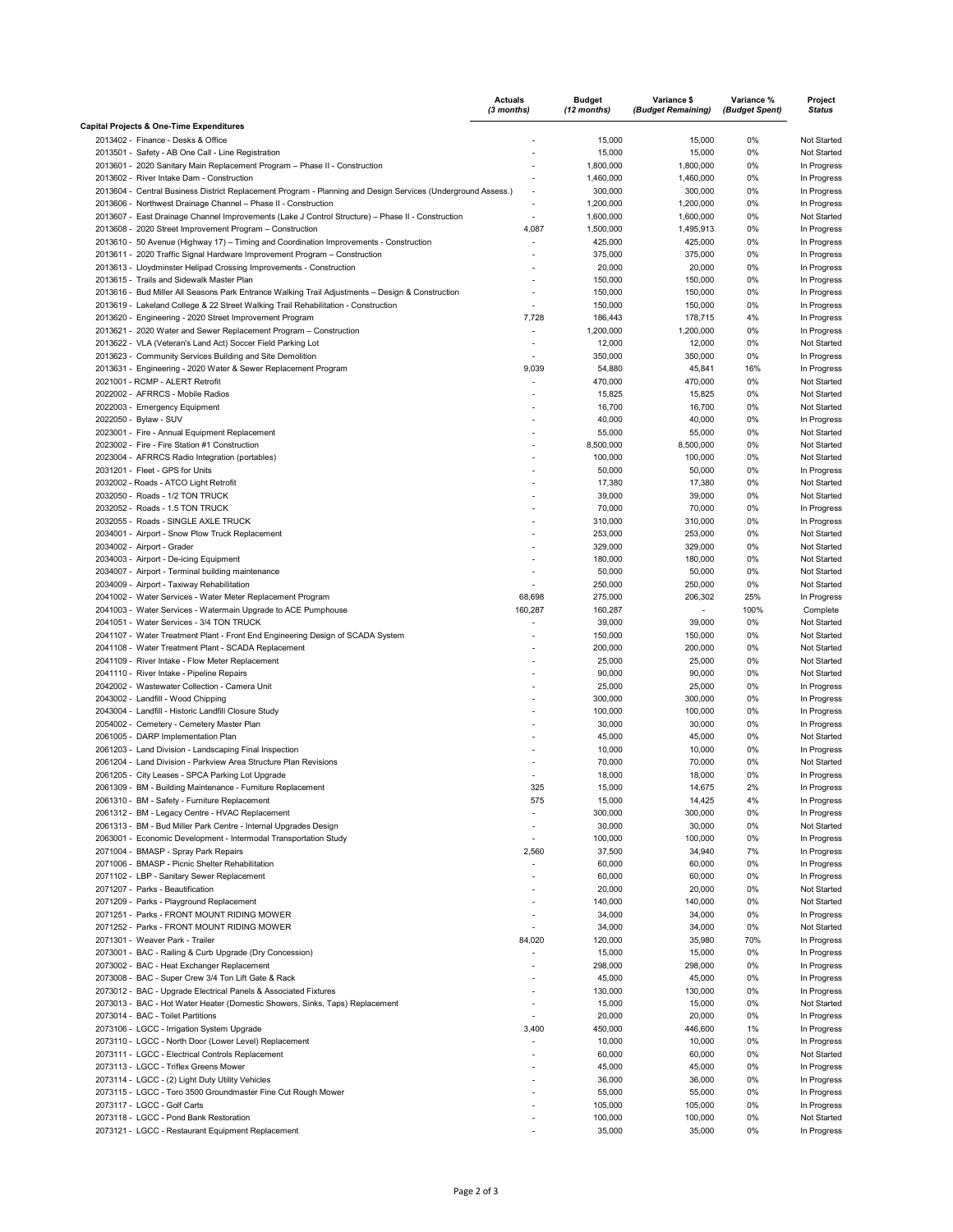| | Actuals *(3 months)* | Budget *(12 months)* | Variance $ *(Budget Remaining)* | Variance % *(Budget Spent)* | Project *Status* |
|---|---|---|---|---|---|
| **Capital Projects & One-Time Expenditures** | | | | | |
| 2013402 - Finance - Desks & Office | - | 15,000 | 15,000 | 0% | Not Started |
| 2013501 - Safety - AB One Call - Line Registration | - | 15,000 | 15,000 | 0% | Not Started |
| 2013601 - 2020 Sanitary Main Replacement Program – Phase II - Construction | - | 1,800,000 | 1,800,000 | 0% | In Progress |
| 2013602 - River Intake Dam - Construction | - | 1,460,000 | 1,460,000 | 0% | In Progress |
| 2013604 - Central Business District Replacement Program - Planning and Design Services (Underground Assess.) | - | 300,000 | 300,000 | 0% | In Progress |
| 2013606 - Northwest Drainage Channel – Phase II - Construction | - | 1,200,000 | 1,200,000 | 0% | In Progress |
| 2013607 - East Drainage Channel Improvements (Lake J Control Structure) – Phase II - Construction | - | 1,600,000 | 1,600,000 | 0% | Not Started |
| 2013608 - 2020 Street Improvement Program – Construction | 4,087 | 1,500,000 | 1,495,913 | 0% | In Progress |
| 2013610 - 50 Avenue (Highway 17) – Timing and Coordination Improvements - Construction | - | 425,000 | 425,000 | 0% | In Progress |
| 2013611 - 2020 Traffic Signal Hardware Improvement Program – Construction | - | 375,000 | 375,000 | 0% | In Progress |
| 2013613 - Lloydminster Helipad Crossing Improvements - Construction | - | 20,000 | 20,000 | 0% | In Progress |
| 2013615 - Trails and Sidewalk Master Plan | - | 150,000 | 150,000 | 0% | In Progress |
| 2013616 - Bud Miller All Seasons Park Entrance Walking Trail Adjustments – Design & Construction | - | 150,000 | 150,000 | 0% | In Progress |
| 2013619 - Lakeland College & 22 Street Walking Trail Rehabilitation - Construction | - | 150,000 | 150,000 | 0% | In Progress |
| 2013620 - Engineering - 2020 Street Improvement Program | 7,728 | 186,443 | 178,715 | 4% | In Progress |
| 2013621 - 2020 Water and Sewer Replacement Program – Construction | - | 1,200,000 | 1,200,000 | 0% | In Progress |
| 2013622 - VLA (Veteran's Land Act) Soccer Field Parking Lot | - | 12,000 | 12,000 | 0% | Not Started |
| 2013623 - Community Services Building and Site Demolition | - | 350,000 | 350,000 | 0% | In Progress |
| 2013631 - Engineering - 2020 Water & Sewer Replacement Program | 9,039 | 54,880 | 45,841 | 16% | In Progress |
| 2021001 - RCMP - ALERT Retrofit | - | 470,000 | 470,000 | 0% | Not Started |
| 2022002 - AFRRCS - Mobile Radios | - | 15,825 | 15,825 | 0% | Not Started |
| 2022003 - Emergency Equipment | - | 16,700 | 16,700 | 0% | Not Started |
| 2022050 - Bylaw - SUV | - | 40,000 | 40,000 | 0% | In Progress |
| 2023001 - Fire - Annual Equipment Replacement | - | 55,000 | 55,000 | 0% | Not Started |
| 2023002 - Fire - Fire Station #1 Construction | - | 8,500,000 | 8,500,000 | 0% | Not Started |
| 2023004 - AFRRCS Radio Integration (portables) | - | 100,000 | 100,000 | 0% | Not Started |
| 2031201 - Fleet - GPS for Units | - | 50,000 | 50,000 | 0% | In Progress |
| 2032002 - Roads - ATCO Light Retrofit | - | 17,380 | 17,380 | 0% | Not Started |
| 2032050 - Roads - 1/2 TON TRUCK | - | 39,000 | 39,000 | 0% | Not Started |
| 2032052 - Roads - 1.5 TON TRUCK | - | 70,000 | 70,000 | 0% | In Progress |
| 2032055 - Roads - SINGLE AXLE TRUCK | - | 310,000 | 310,000 | 0% | In Progress |
| 2034001 - Airport - Snow Plow Truck Replacement | - | 253,000 | 253,000 | 0% | Not Started |
| 2034002 - Airport - Grader | - | 329,000 | 329,000 | 0% | Not Started |
| 2034003 - Airport - De-icing Equipment | - | 180,000 | 180,000 | 0% | Not Started |
| 2034007 - Airport - Terminal building maintenance | - | 50,000 | 50,000 | 0% | Not Started |
| 2034009 - Airport - Taxiway Rehabilitation | - | 250,000 | 250,000 | 0% | Not Started |
| 2041002 - Water Services - Water Meter Replacement Program | 68,698 | 275,000 | 206,302 | 25% | In Progress |
| 2041003 - Water Services - Watermain Upgrade to ACE Pumphouse | 160,287 | 160,287 | - | 100% | Complete |
| 2041051 - Water Services - 3/4 TON TRUCK | - | 39,000 | 39,000 | 0% | Not Started |
| 2041107 - Water Treatment Plant - Front End Engineering Design of SCADA System | - | 150,000 | 150,000 | 0% | Not Started |
| 2041108 - Water Treatment Plant - SCADA Replacement | - | 200,000 | 200,000 | 0% | Not Started |
| 2041109 - River Intake - Flow Meter Replacement | - | 25,000 | 25,000 | 0% | Not Started |
| 2041110 - River Intake - Pipeline Repairs | - | 90,000 | 90,000 | 0% | Not Started |
| 2042002 - Wastewater Collection - Camera Unit | - | 25,000 | 25,000 | 0% | In Progress |
| 2043002 - Landfill - Wood Chipping | - | 300,000 | 300,000 | 0% | In Progress |
| 2043004 - Landfill - Historic Landfill Closure Study | - | 100,000 | 100,000 | 0% | In Progress |
| 2054002 - Cemetery - Cemetery Master Plan | - | 30,000 | 30,000 | 0% | In Progress |
| 2061005 - DARP Implementation Plan | - | 45,000 | 45,000 | 0% | Not Started |
| 2061203 - Land Division - Landscaping Final Inspection | - | 10,000 | 10,000 | 0% | In Progress |
| 2061204 - Land Division - Parkview Area Structure Plan Revisions | - | 70,000 | 70,000 | 0% | Not Started |
| 2061205 - City Leases - SPCA Parking Lot Upgrade | - | 18,000 | 18,000 | 0% | In Progress |
| 2061309 - BM - Building Maintenance - Furniture Replacement | 325 | 15,000 | 14,675 | 2% | In Progress |
| 2061310 - BM - Safety - Furniture Replacement | 575 | 15,000 | 14,425 | 4% | In Progress |
| 2061312 - BM - Legacy Centre - HVAC Replacement | - | 300,000 | 300,000 | 0% | In Progress |
| 2061313 - BM - Bud Miller Park Centre - Internal Upgrades Design | - | 30,000 | 30,000 | 0% | Not Started |
| 2063001 - Economic Development - Intermodal Transportation Study | - | 100,000 | 100,000 | 0% | In Progress |
| 2071004 - BMASP - Spray Park Repairs | 2,560 | 37,500 | 34,940 | 7% | In Progress |
| 2071006 - BMASP - Picnic Shelter Rehabilitation | - | 60,000 | 60,000 | 0% | In Progress |
| 2071102 - LBP - Sanitary Sewer Replacement | - | 60,000 | 60,000 | 0% | In Progress |
| 2071207 - Parks - Beautification | - | 20,000 | 20,000 | 0% | Not Started |
| 2071209 - Parks - Playground Replacement | - | 140,000 | 140,000 | 0% | Not Started |
| 2071251 - Parks - FRONT MOUNT RIDING MOWER | - | 34,000 | 34,000 | 0% | In Progress |
| 2071252 - Parks - FRONT MOUNT RIDING MOWER | - | 34,000 | 34,000 | 0% | Not Started |
| 2071301 - Weaver Park - Trailer | 84,020 | 120,000 | 35,980 | 70% | In Progress |
| 2073001 - BAC - Railing & Curb Upgrade (Dry Concession) | - | 15,000 | 15,000 | 0% | In Progress |
| 2073002 - BAC - Heat Exchanger Replacement | - | 298,000 | 298,000 | 0% | In Progress |
| 2073008 - BAC - Super Crew 3/4 Ton Lift Gate & Rack | - | 45,000 | 45,000 | 0% | In Progress |
| 2073012 - BAC - Upgrade Electrical Panels & Associated Fixtures | - | 130,000 | 130,000 | 0% | In Progress |
| 2073013 - BAC - Hot Water Heater (Domestic Showers, Sinks, Taps) Replacement | - | 15,000 | 15,000 | 0% | Not Started |
| 2073014 - BAC - Toilet Partitions | - | 20,000 | 20,000 | 0% | In Progress |
| 2073106 - LGCC - Irrigation System Upgrade | 3,400 | 450,000 | 446,600 | 1% | In Progress |
| 2073110 - LGCC - North Door (Lower Level) Replacement | - | 10,000 | 10,000 | 0% | In Progress |
| 2073111 - LGCC - Electrical Controls Replacement | - | 60,000 | 60,000 | 0% | Not Started |
| 2073113 - LGCC - Triflex Greens Mower | - | 45,000 | 45,000 | 0% | In Progress |
| 2073114 - LGCC - (2) Light Duty Utility Vehicles | - | 36,000 | 36,000 | 0% | In Progress |
| 2073115 - LGCC - Toro 3500 Groundmaster Fine Cut Rough Mower | - | 55,000 | 55,000 | 0% | In Progress |
| 2073117 - LGCC - Golf Carts | - | 105,000 | 105,000 | 0% | In Progress |
| 2073118 - LGCC - Pond Bank Restoration | - | 100,000 | 100,000 | 0% | Not Started |
| 2073121 - LGCC - Restaurant Equipment Replacement | - | 35,000 | 35,000 | 0% | In Progress |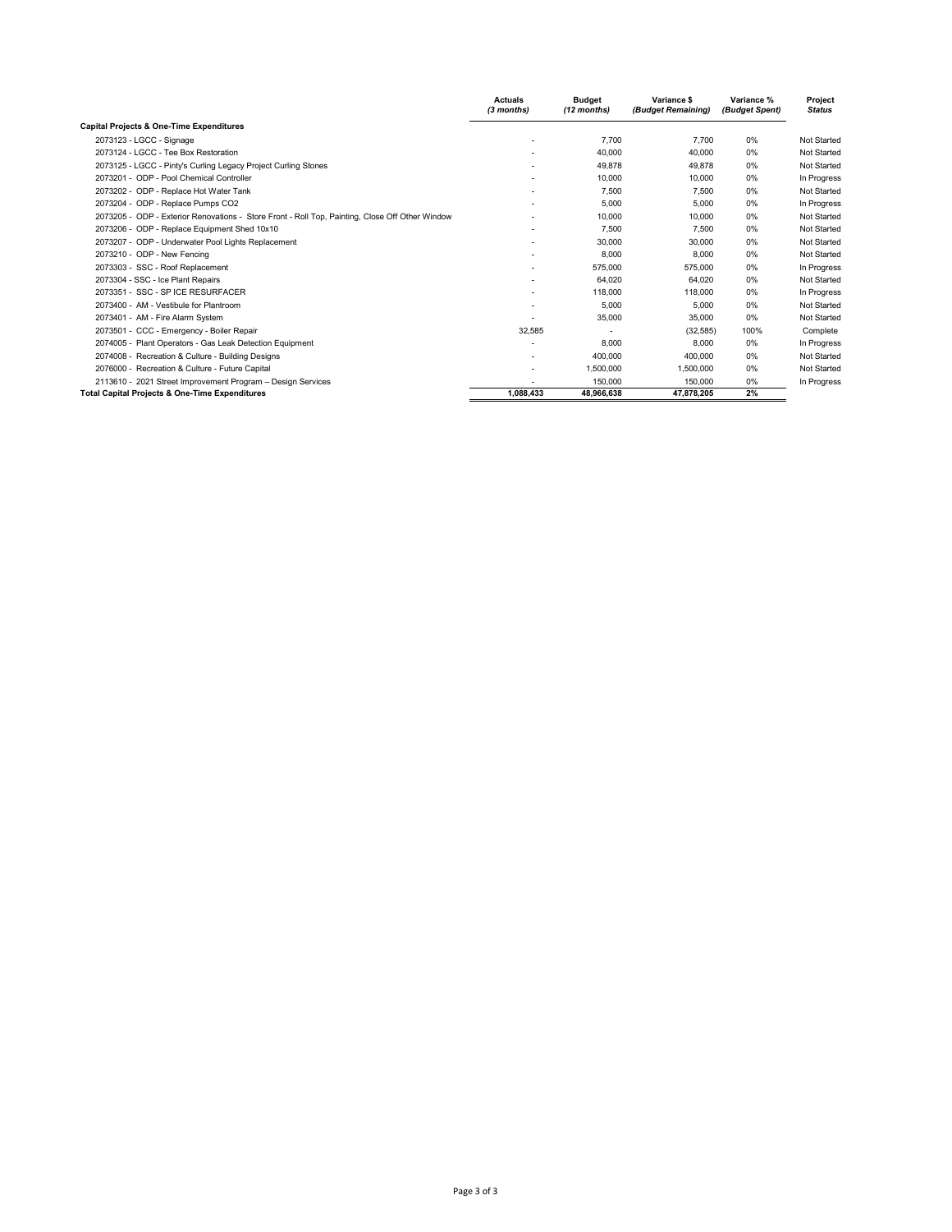| | Actuals *(3 months)* | Budget *(12 months)* | Variance $ *(Budget Remaining)* | Variance % *(Budget Spent)* | Project *Status* |
|---|---|---|---|---|---|
| **Capital Projects & One-Time Expenditures** | | | | | |
| 2073123 - LGCC - Signage | - | 7,700 | 7,700 | 0% | Not Started |
| 2073124 - LGCC - Tee Box Restoration | - | 40,000 | 40,000 | 0% | Not Started |
| 2073125 - LGCC - Pinty's Curling Legacy Project Curling Stones | - | 49,878 | 49,878 | 0% | Not Started |
| 2073201 - ODP - Pool Chemical Controller | - | 10,000 | 10,000 | 0% | In Progress |
| 2073202 - ODP - Replace Hot Water Tank | - | 7,500 | 7,500 | 0% | Not Started |
| 2073204 - ODP - Replace Pumps CO2 | - | 5,000 | 5,000 | 0% | In Progress |
| 2073205 - ODP - Exterior Renovations - Store Front - Roll Top, Painting, Close Off Other Window | - | 10,000 | 10,000 | 0% | Not Started |
| 2073206 - ODP - Replace Equipment Shed 10x10 | - | 7,500 | 7,500 | 0% | Not Started |
| 2073207 - ODP - Underwater Pool Lights Replacement | - | 30,000 | 30,000 | 0% | Not Started |
| 2073210 - ODP - New Fencing | - | 8,000 | 8,000 | 0% | Not Started |
| 2073303 - SSC - Roof Replacement | - | 575,000 | 575,000 | 0% | In Progress |
| 2073304 - SSC - Ice Plant Repairs | - | 64,020 | 64,020 | 0% | Not Started |
| 2073351 - SSC - SP ICE RESURFACER | - | 118,000 | 118,000 | 0% | In Progress |
| 2073400 - AM - Vestibule for Plantroom | - | 5,000 | 5,000 | 0% | Not Started |
| 2073401 - AM - Fire Alarm System | - | 35,000 | 35,000 | 0% | Not Started |
| 2073501 - CCC - Emergency - Boiler Repair | 32,585 | - | (32,585) | 100% | Complete |
| 2074005 - Plant Operators - Gas Leak Detection Equipment | - | 8,000 | 8,000 | 0% | In Progress |
| 2074008 - Recreation & Culture - Building Designs | - | 400,000 | 400,000 | 0% | Not Started |
| 2076000 - Recreation & Culture - Future Capital | - | 1,500,000 | 1,500,000 | 0% | Not Started |
| 2113610 - 2021 Street Improvement Program – Design Services | - | 150,000 | 150,000 | 0% | In Progress |
| **Total Capital Projects & One-Time Expenditures** | **1,088,433** | **48,966,638** | **47,878,205** | **2%** | |